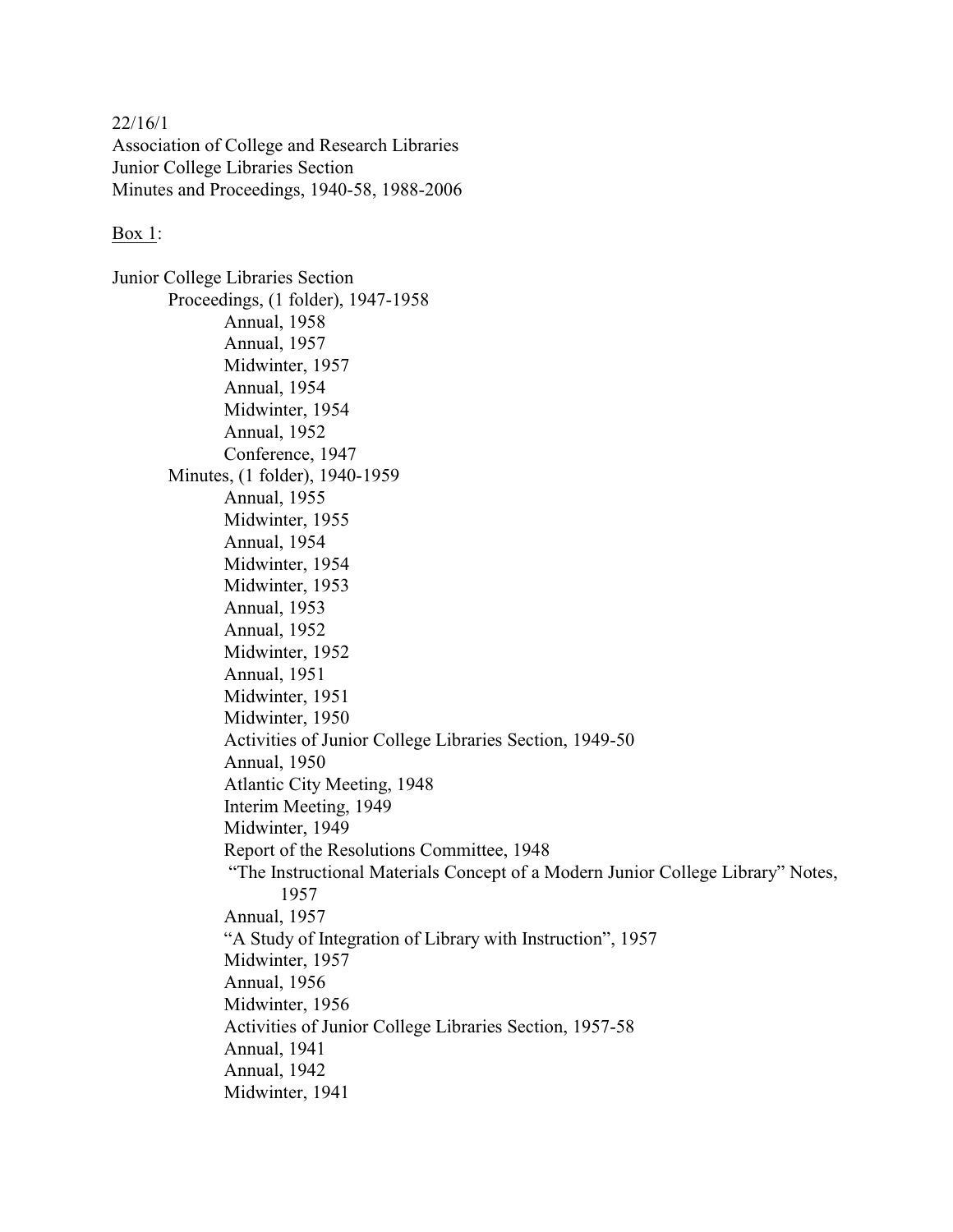22/16/1
Association of College and Research Libraries
Junior College Libraries Section
Minutes and Proceedings, 1940-58, 1988-2006

Box 1:

- Junior College Libraries Section
  - Proceedings, (1 folder), 1947-1958
    - Annual, 1958
    - Annual, 1957
    - Midwinter, 1957
    - Annual, 1954
    - Midwinter, 1954
    - Annual, 1952
    - Conference, 1947
  - Minutes, (1 folder), 1940-1959
    - Annual, 1955
    - Midwinter, 1955
    - Annual, 1954
    - Midwinter, 1954
    - Midwinter, 1953
    - Annual, 1953
    - Annual, 1952
    - Midwinter, 1952
    - Annual, 1951
    - Midwinter, 1951
    - Midwinter, 1950
    - Activities of Junior College Libraries Section, 1949-50
    - Annual, 1950
    - Atlantic City Meeting, 1948
    - Interim Meeting, 1949
    - Midwinter, 1949
    - Report of the Resolutions Committee, 1948
    - "The Instructional Materials Concept of a Modern Junior College Library" Notes, 1957
    - Annual, 1957
    - "A Study of Integration of Library with Instruction", 1957
    - Midwinter, 1957
    - Annual, 1956
    - Midwinter, 1956
    - Activities of Junior College Libraries Section, 1957-58
    - Annual, 1941
    - Annual, 1942
    - Midwinter, 1941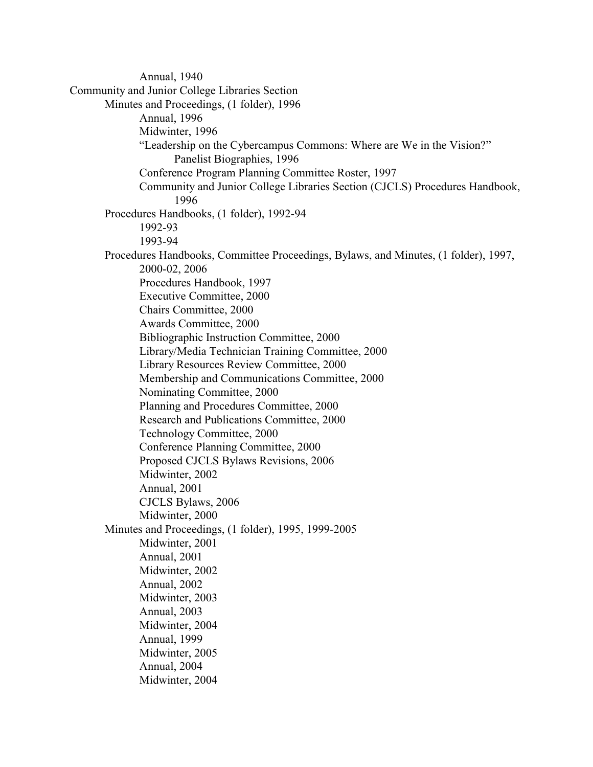Annual, 1940

Community and Junior College Libraries Section

- Minutes and Proceedings, (1 folder), 1996
  - Annual, 1996
  - Midwinter, 1996
  - "Leadership on the Cybercampus Commons: Where are We in the Vision?" Panelist Biographies, 1996
  - Conference Program Planning Committee Roster, 1997
  - Community and Junior College Libraries Section (CJCLS) Procedures Handbook, 1996
- Procedures Handbooks, (1 folder), 1992-94
  - 1992-93
  - 1993-94
- Procedures Handbooks, Committee Proceedings, Bylaws, and Minutes, (1 folder), 1997, 2000-02, 2006
  - Procedures Handbook, 1997
  - Executive Committee, 2000
  - Chairs Committee, 2000
  - Awards Committee, 2000
  - Bibliographic Instruction Committee, 2000
  - Library/Media Technician Training Committee, 2000
  - Library Resources Review Committee, 2000
  - Membership and Communications Committee, 2000
  - Nominating Committee, 2000
  - Planning and Procedures Committee, 2000
  - Research and Publications Committee, 2000
  - Technology Committee, 2000
  - Conference Planning Committee, 2000
  - Proposed CJCLS Bylaws Revisions, 2006
  - Midwinter, 2002
  - Annual, 2001
  - CJCLS Bylaws, 2006
  - Midwinter, 2000
- Minutes and Proceedings, (1 folder), 1995, 1999-2005
  - Midwinter, 2001
  - Annual, 2001
  - Midwinter, 2002
  - Annual, 2002
  - Midwinter, 2003
  - Annual, 2003
  - Midwinter, 2004
  - Annual, 1999
  - Midwinter, 2005
  - Annual, 2004
  - Midwinter, 2004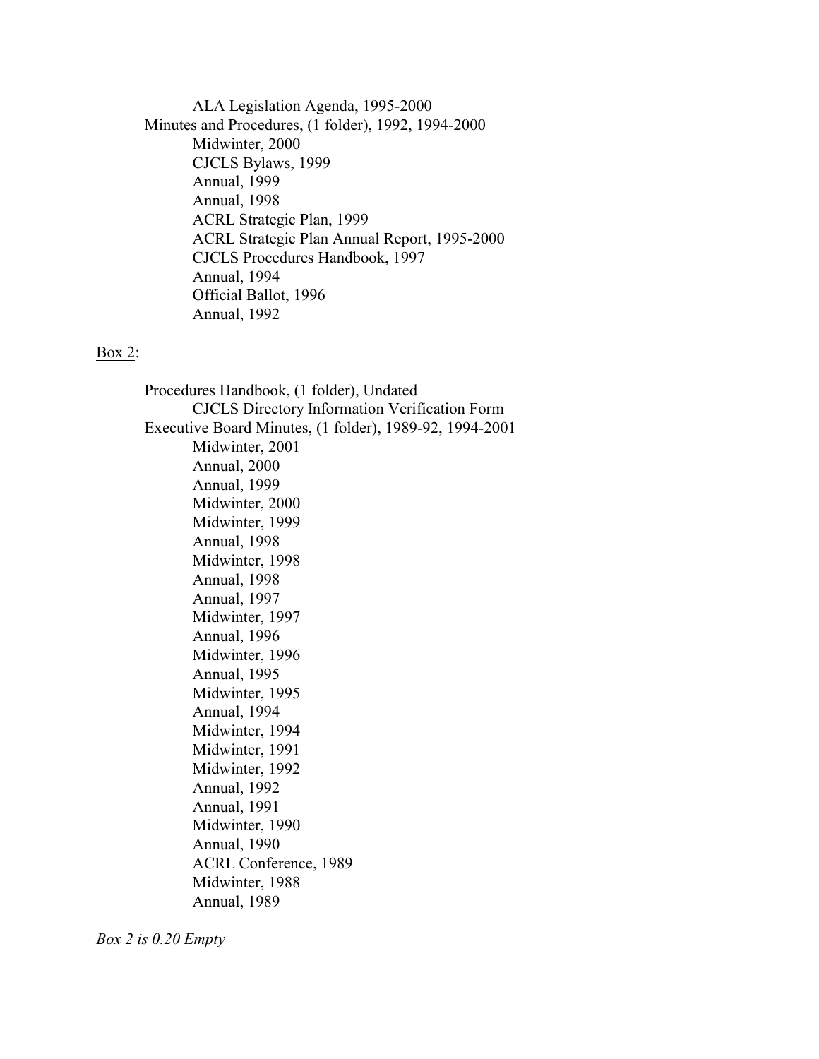- ALA Legislation Agenda, 1995-2000
- Minutes and Procedures, (1 folder), 1992, 1994-2000
  - Midwinter, 2000
  - CJCLS Bylaws, 1999
  - Annual, 1999
  - Annual, 1998
  - ACRL Strategic Plan, 1999
  - ACRL Strategic Plan Annual Report, 1995-2000
  - CJCLS Procedures Handbook, 1997
  - Annual, 1994
  - Official Ballot, 1996
  - Annual, 1992

<u>Box 2</u>:

- Procedures Handbook, (1 folder), Undated
  - CJCLS Directory Information Verification Form
- Executive Board Minutes, (1 folder), 1989-92, 1994-2001
  - Midwinter, 2001
  - Annual, 2000
  - Annual, 1999
  - Midwinter, 2000
  - Midwinter, 1999
  - Annual, 1998
  - Midwinter, 1998
  - Annual, 1998
  - Annual, 1997
  - Midwinter, 1997
  - Annual, 1996
  - Midwinter, 1996
  - Annual, 1995
  - Midwinter, 1995
  - Annual, 1994
  - Midwinter, 1994
  - Midwinter, 1991
  - Midwinter, 1992
  - Annual, 1992
  - Annual, 1991
  - Midwinter, 1990
  - Annual, 1990
  - ACRL Conference, 1989
  - Midwinter, 1988
  - Annual, 1989

*Box 2 is 0.20 Empty*